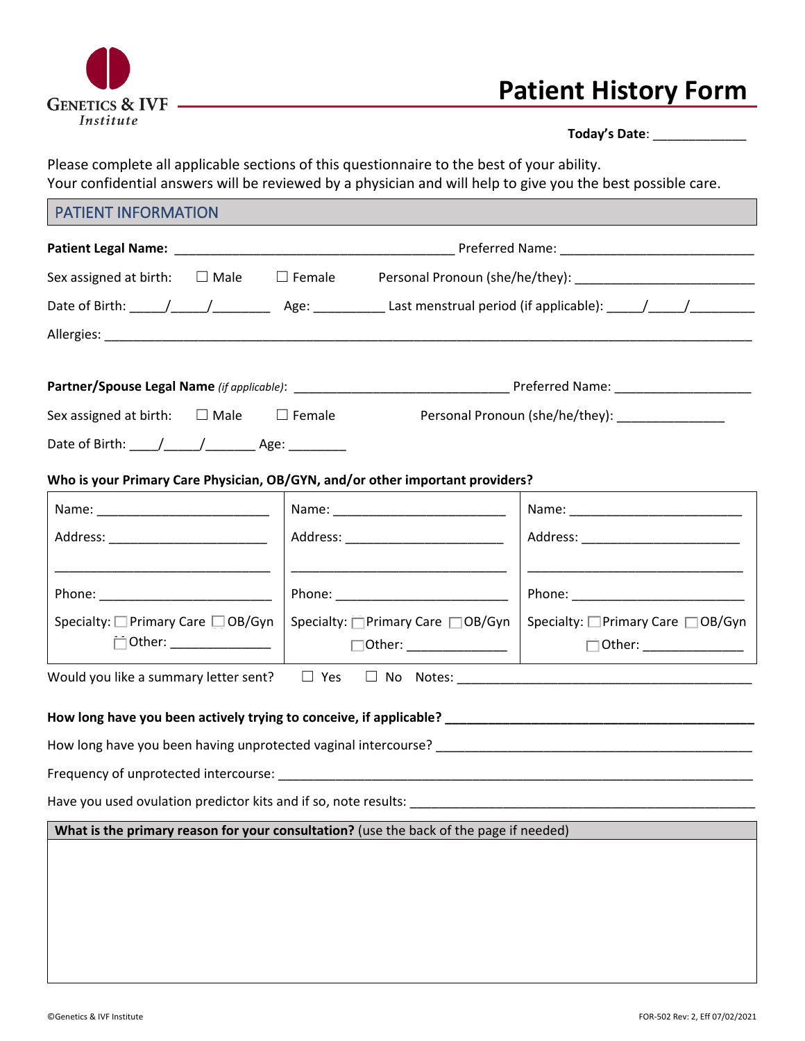GENETICS & IVF Institute

# Patient History Form

**Today's Date**: _____________

Please complete all applicable sections of this questionnaire to the best of your ability.
Your confidential answers will be reviewed by a physician and will help to give you the best possible care.

## PATIENT INFORMATION

**Patient Legal Name:** ______________________________________ Preferred Name: __________________________

Sex assigned at birth: ☐ Male ☐ Female Personal Pronoun (she/he/they): ________________________

Date of Birth: _____/_____/________ Age: __________ Last menstrual period (if applicable): _____/_____/_________

Allergies: ______________________________________________________________________________________

**Partner/Spouse Legal Name** *(if applicable)*: ______________________________ Preferred Name: ___________________

Sex assigned at birth: ☐ Male ☐ Female Personal Pronoun (she/he/they): _______________

Date of Birth: ____/_____/_______ Age: ________

**Who is your Primary Care Physician, OB/GYN, and/or other important providers?**

| | | |
|---|---|---|
| Name: ________________________ | Name: ________________________ | Name: ________________________ |
| Address: ______________________ | Address: ______________________ | Address: ______________________ |
| ______________________________ | ______________________________ | ______________________________ |
| Phone: ________________________ | Phone: ________________________ | Phone: ________________________ |
| Specialty: ☐ Primary Care ☐ OB/Gyn ☐ Other: ______________ | Specialty: ☐ Primary Care ☐ OB/Gyn ☐ Other: ______________ | Specialty: ☐ Primary Care ☐ OB/Gyn ☐ Other: ______________ |

Would you like a summary letter sent? ☐ Yes ☐ No Notes: __________________________________________

**How long have you been actively trying to conceive, if applicable?** ________________________________________

How long have you been having unprotected vaginal intercourse? ____________________________________________

Frequency of unprotected intercourse: _________________________________________________________________

Have you used ovulation predictor kits and if so, note results: _______________________________________________

**What is the primary reason for your consultation?** (use the back of the page if needed)

©Genetics & IVF Institute FOR-502 Rev: 2, Eff 07/02/2021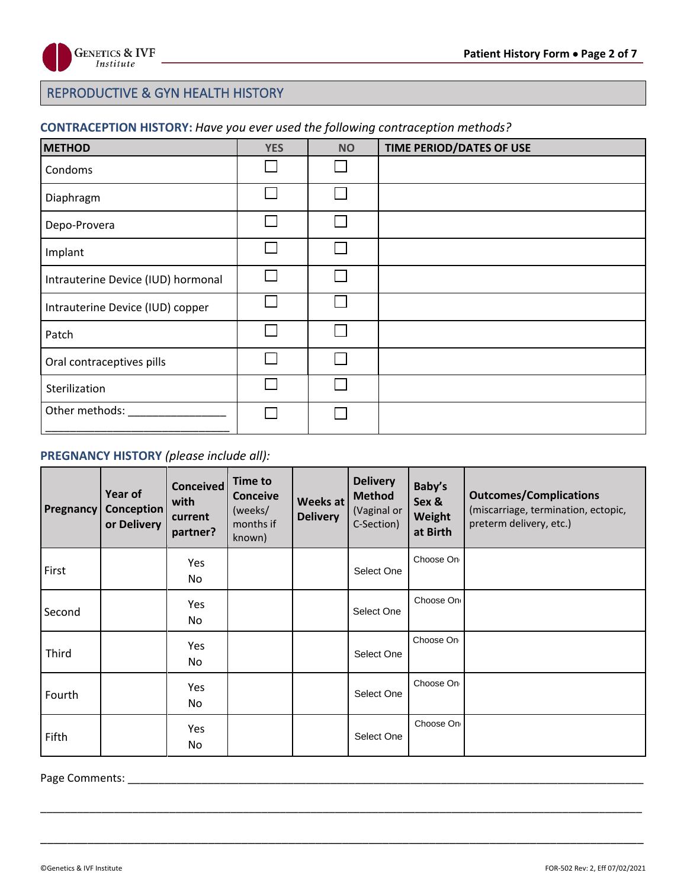## REPRODUCTIVE & GYN HEALTH HISTORY

**CONTRACEPTION HISTORY:** *Have you ever used the following contraception methods?*

| METHOD | YES | NO | TIME PERIOD/DATES OF USE |
|---|---|---|---|
| Condoms | ☐ | ☐ | |
| Diaphragm | ☐ | ☐ | |
| Depo-Provera | ☐ | ☐ | |
| Implant | ☐ | ☐ | |
| Intrauterine Device (IUD) hormonal | ☐ | ☐ | |
| Intrauterine Device (IUD) copper | ☐ | ☐ | |
| Patch | ☐ | ☐ | |
| Oral contraceptives pills | ☐ | ☐ | |
| Sterilization | ☐ | ☐ | |
| Other methods: ________________ ______________________________ | ☐ | ☐ | |

**PREGNANCY HISTORY** *(please include all):*

| Pregnancy | Year of Conception or Delivery | Conceived with current partner? | Time to Conceive (weeks/ months if known) | Weeks at Delivery | Delivery Method (Vaginal or C-Section) | Baby's Sex & Weight at Birth | Outcomes/Complications (miscarriage, termination, ectopic, preterm delivery, etc.) |
|---|---|---|---|---|---|---|---|
| First | | Yes No | | | Select One | Choose One | |
| Second | | Yes No | | | Select One | Choose One | |
| Third | | Yes No | | | Select One | Choose One | |
| Fourth | | Yes No | | | Select One | Choose One | |
| Fifth | | Yes No | | | Select One | Choose One | |

Page Comments: ________________________________________________________________________________

________________________________________________________________________________________________

________________________________________________________________________________________________

©Genetics & IVF Institute

FOR-502 Rev: 2, Eff 07/02/2021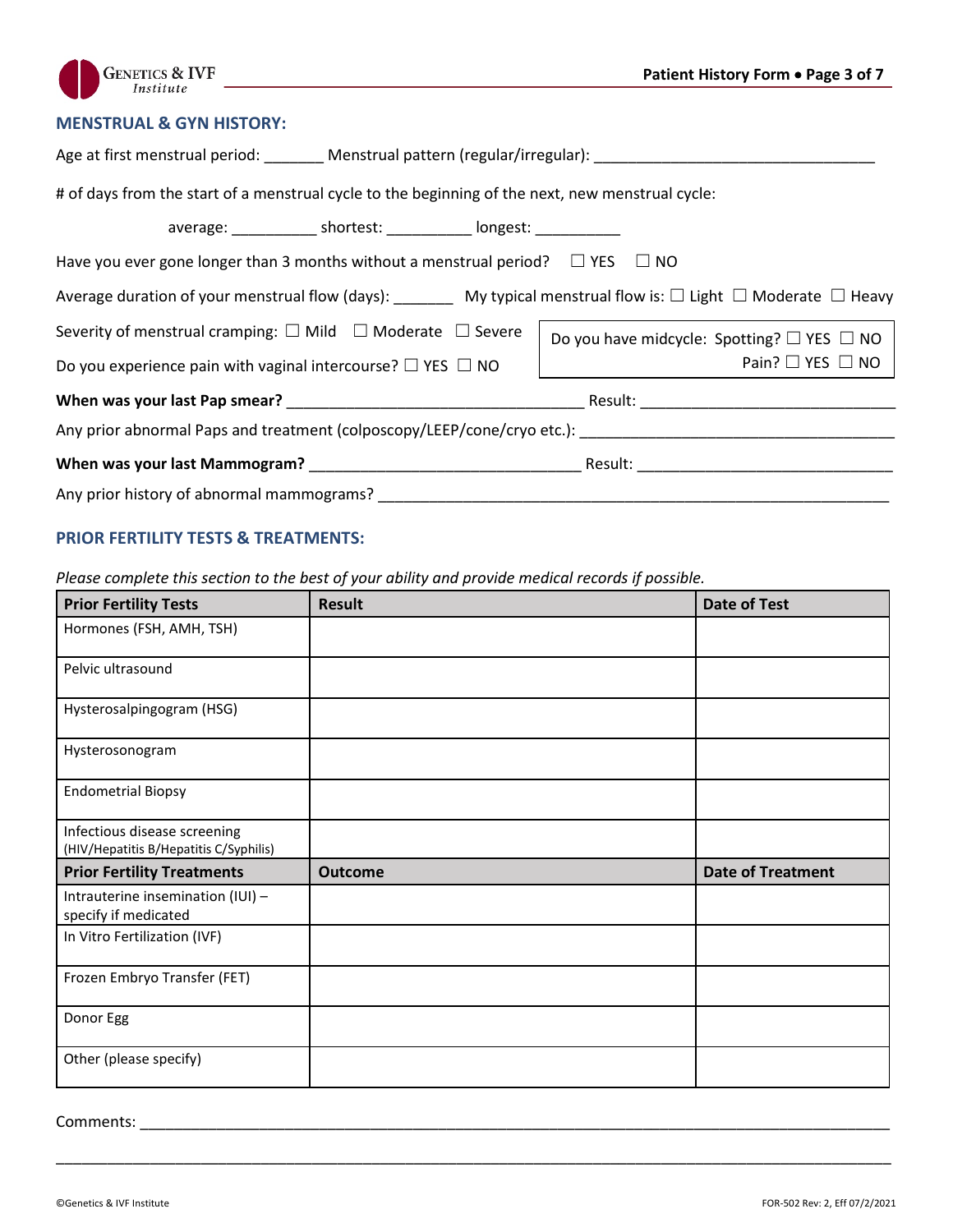## MENSTRUAL & GYN HISTORY:

Age at first menstrual period: _______ Menstrual pattern (regular/irregular): ________________________________

# of days from the start of a menstrual cycle to the beginning of the next, new menstrual cycle:

average: __________ shortest: __________ longest: __________

Have you ever gone longer than 3 months without a menstrual period? ☐ YES ☐ NO

Average duration of your menstrual flow (days): _______ My typical menstrual flow is: ☐ Light ☐ Moderate ☐ Heavy

Severity of menstrual cramping: ☐ Mild ☐ Moderate ☐ Severe

Do you have midcycle: Spotting? ☐ YES ☐ NO
Pain? ☐ YES ☐ NO

Do you experience pain with vaginal intercourse? ☐ YES ☐ NO

**When was your last Pap smear?** __________________________________ Result: _____________________________

Any prior abnormal Paps and treatment (colposcopy/LEEP/cone/cryo etc.): ____________________________________

**When was your last Mammogram?** _______________________________ Result: _____________________________

Any prior history of abnormal mammograms? ____________________________________________________________

## PRIOR FERTILITY TESTS & TREATMENTS:

*Please complete this section to the best of your ability and provide medical records if possible.*

| **Prior Fertility Tests** | **Result** | **Date of Test** |
|---|---|---|
| Hormones (FSH, AMH, TSH) | | |
| Pelvic ultrasound | | |
| Hysterosalpingogram (HSG) | | |
| Hysterosonogram | | |
| Endometrial Biopsy | | |
| Infectious disease screening (HIV/Hepatitis B/Hepatitis C/Syphilis) | | |
| **Prior Fertility Treatments** | **Outcome** | **Date of Treatment** |
| Intrauterine insemination (IUI) – specify if medicated | | |
| In Vitro Fertilization (IVF) | | |
| Frozen Embryo Transfer (FET) | | |
| Donor Egg | | |
| Other (please specify) | | |

Comments: ___________________________________________________________________________________

_____________________________________________________________________________________________

©Genetics & IVF Institute FOR-502 Rev: 2, Eff 07/2/2021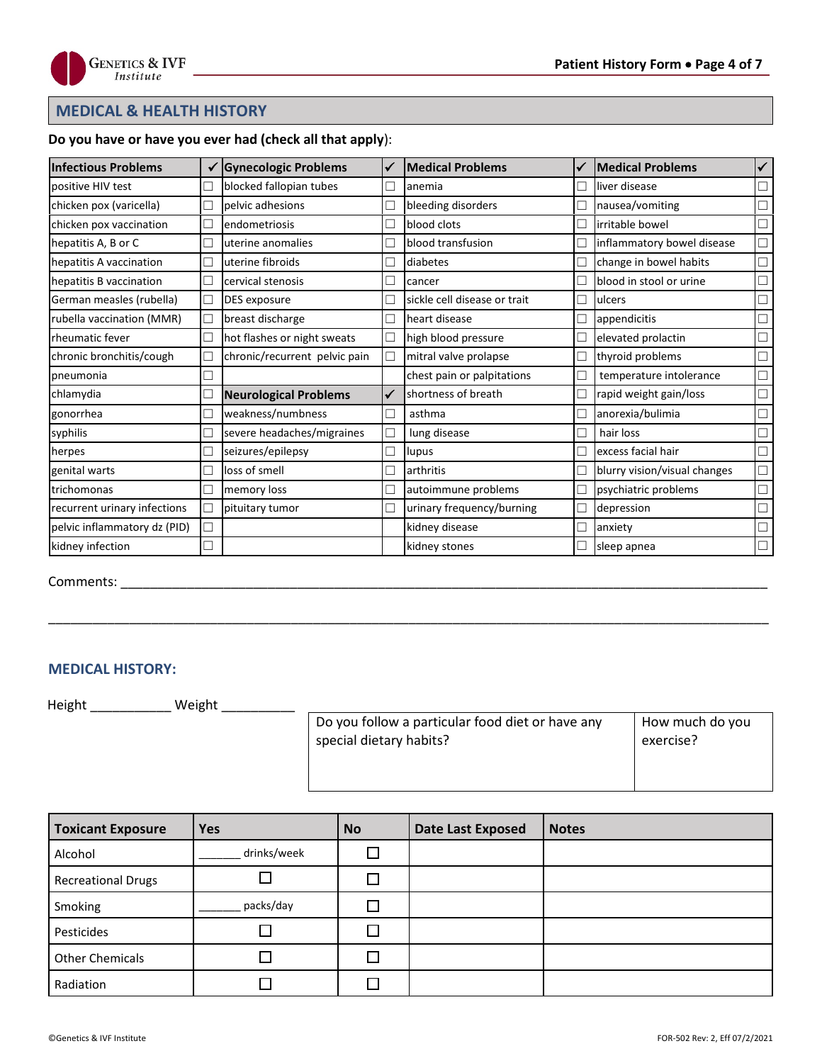## MEDICAL & HEALTH HISTORY

**Do you have or have you ever had (check all that apply)**:

| Infectious Problems | ✓ | Gynecologic Problems | ✓ | Medical Problems | ✓ | Medical Problems | ✓ |
|---|---|---|---|---|---|---|---|
| positive HIV test | ☐ | blocked fallopian tubes | ☐ | anemia | ☐ | liver disease | ☐ |
| chicken pox (varicella) | ☐ | pelvic adhesions | ☐ | bleeding disorders | ☐ | nausea/vomiting | ☐ |
| chicken pox vaccination | ☐ | endometriosis | ☐ | blood clots | ☐ | irritable bowel | ☐ |
| hepatitis A, B or C | ☐ | uterine anomalies | ☐ | blood transfusion | ☐ | inflammatory bowel disease | ☐ |
| hepatitis A vaccination | ☐ | uterine fibroids | ☐ | diabetes | ☐ | change in bowel habits | ☐ |
| hepatitis B vaccination | ☐ | cervical stenosis | ☐ | cancer | ☐ | blood in stool or urine | ☐ |
| German measles (rubella) | ☐ | DES exposure | ☐ | sickle cell disease or trait | ☐ | ulcers | ☐ |
| rubella vaccination (MMR) | ☐ | breast discharge | ☐ | heart disease | ☐ | appendicitis | ☐ |
| rheumatic fever | ☐ | hot flashes or night sweats | ☐ | high blood pressure | ☐ | elevated prolactin | ☐ |
| chronic bronchitis/cough | ☐ | chronic/recurrent pelvic pain | ☐ | mitral valve prolapse | ☐ | thyroid problems | ☐ |
| pneumonia | ☐ | | | chest pain or palpitations | ☐ | temperature intolerance | ☐ |
| chlamydia | ☐ | **Neurological Problems** | ✓ | shortness of breath | ☐ | rapid weight gain/loss | ☐ |
| gonorrhea | ☐ | weakness/numbness | ☐ | asthma | ☐ | anorexia/bulimia | ☐ |
| syphilis | ☐ | severe headaches/migraines | ☐ | lung disease | ☐ | hair loss | ☐ |
| herpes | ☐ | seizures/epilepsy | ☐ | lupus | ☐ | excess facial hair | ☐ |
| genital warts | ☐ | loss of smell | ☐ | arthritis | ☐ | blurry vision/visual changes | ☐ |
| trichomonas | ☐ | memory loss | ☐ | autoimmune problems | ☐ | psychiatric problems | ☐ |
| recurrent urinary infections | ☐ | pituitary tumor | ☐ | urinary frequency/burning | ☐ | depression | ☐ |
| pelvic inflammatory dz (PID) | ☐ | | | kidney disease | ☐ | anxiety | ☐ |
| kidney infection | ☐ | | | kidney stones | ☐ | sleep apnea | ☐ |

Comments: ______________________________________________________________________________

______________________________________________________________________________________

### MEDICAL HISTORY:

Height ___________ Weight __________

| Do you follow a particular food diet or have any special dietary habits? | How much do you exercise? |
|---|---|
| | |

| Toxicant Exposure | Yes | No | Date Last Exposed | Notes |
|---|---|---|---|---|
| Alcohol | ______ drinks/week | ☐ | | |
| Recreational Drugs | ☐ | ☐ | | |
| Smoking | ______ packs/day | ☐ | | |
| Pesticides | ☐ | ☐ | | |
| Other Chemicals | ☐ | ☐ | | |
| Radiation | ☐ | ☐ | | |

©Genetics & IVF Institute FOR-502 Rev: 2, Eff 07/2/2021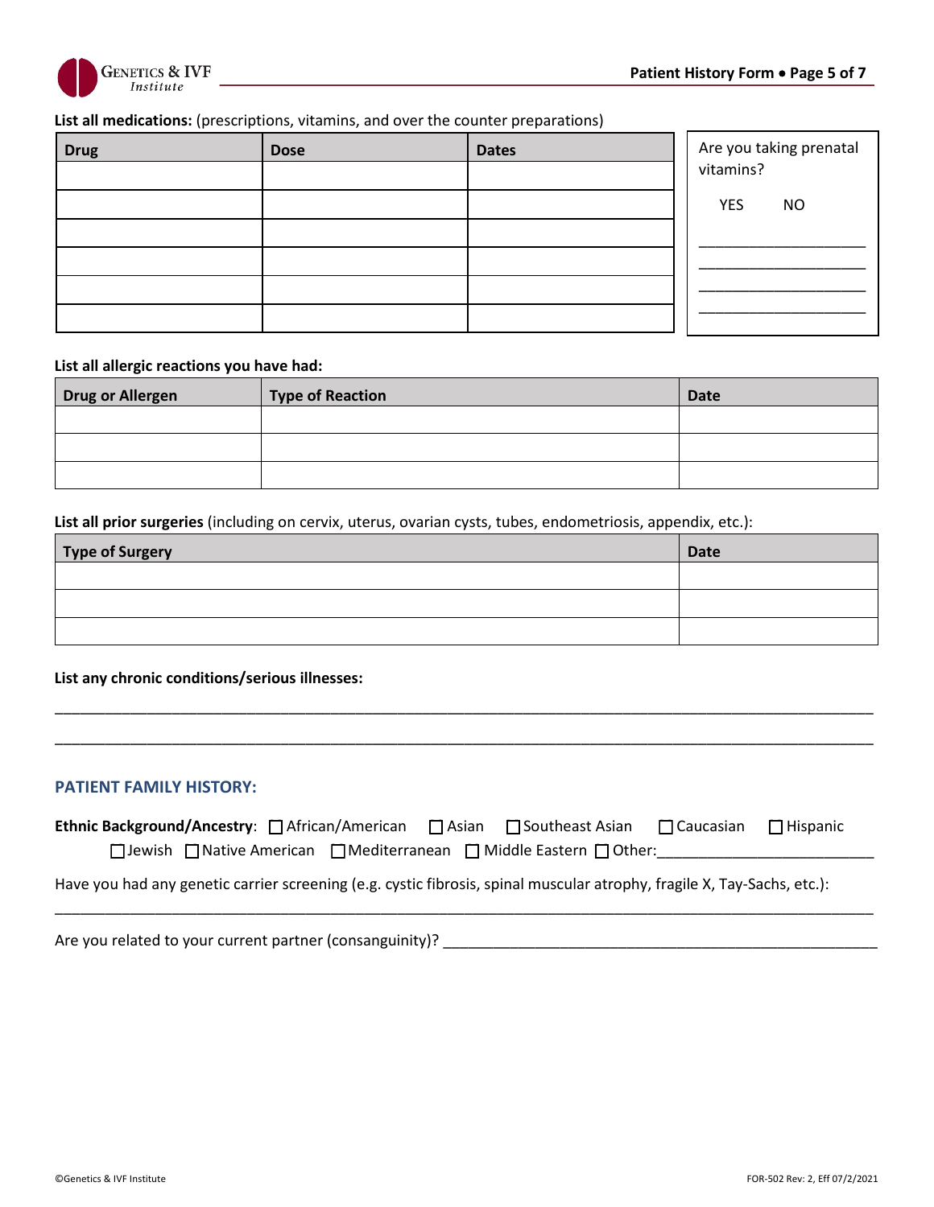**List all medications:** (prescriptions, vitamins, and over the counter preparations)

| Drug | Dose | Dates |
|---|---|---|
| | | |
| | | |
| | | |
| | | |
| | | |
| | | |

Are you taking prenatal vitamins?

YES NO

____________________
____________________
____________________
____________________

**List all allergic reactions you have had:**

| Drug or Allergen | Type of Reaction | Date |
|---|---|---|
| | | |
| | | |
| | | |

**List all prior surgeries** (including on cervix, uterus, ovarian cysts, tubes, endometriosis, appendix, etc.):

| Type of Surgery | Date |
|---|---|
| | |
| | |
| | |

**List any chronic conditions/serious illnesses:**

______________________________________________________________________________

______________________________________________________________________________

## PATIENT FAMILY HISTORY:

**Ethnic Background/Ancestry**: ☐ African/American ☐ Asian ☐ Southeast Asian ☐ Caucasian ☐ Hispanic ☐ Jewish ☐ Native American ☐ Mediterranean ☐ Middle Eastern ☐ Other:_________________________

Have you had any genetic carrier screening (e.g. cystic fibrosis, spinal muscular atrophy, fragile X, Tay-Sachs, etc.):

______________________________________________________________________________

Are you related to your current partner (consanguinity)? _____________________________________________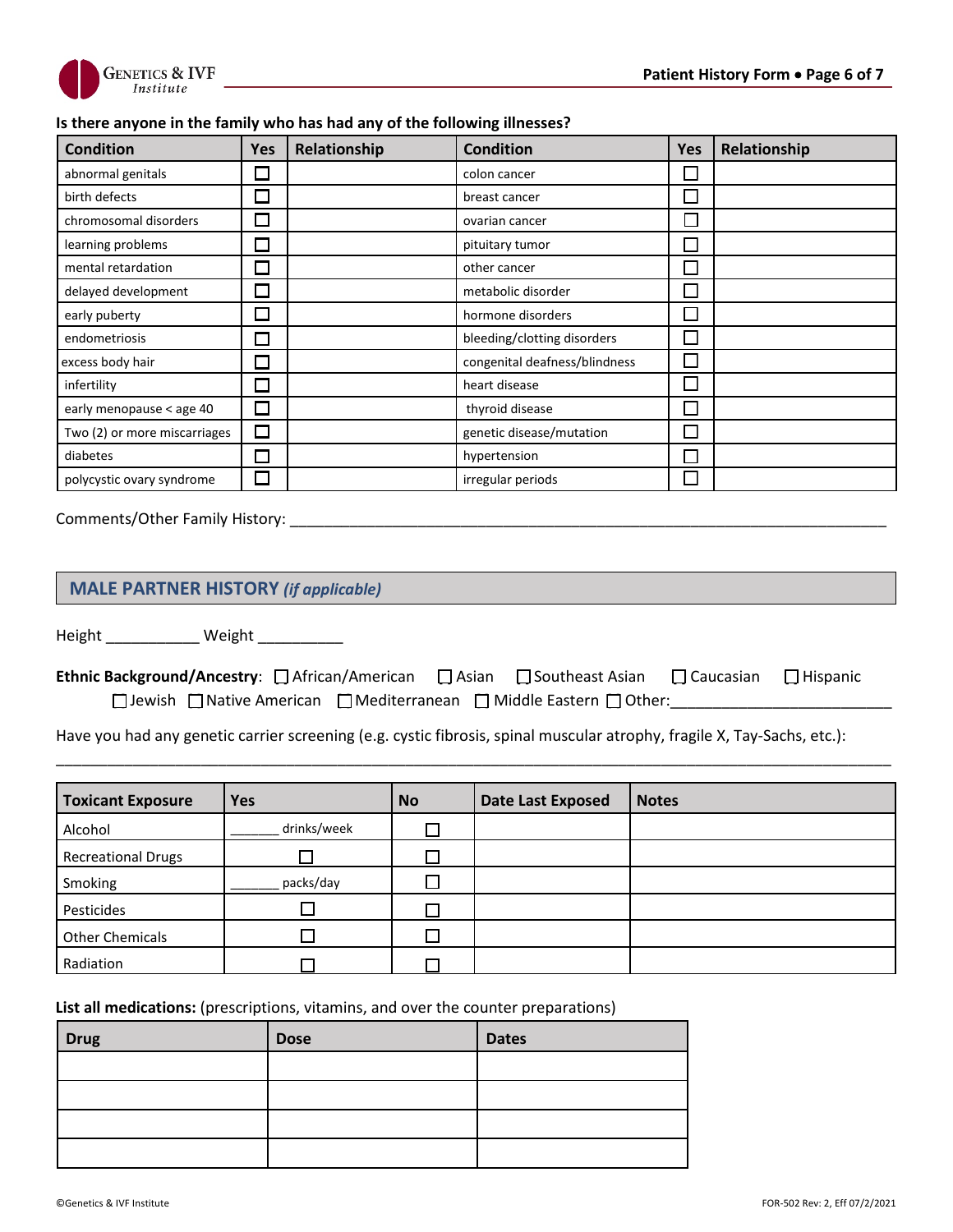**Is there anyone in the family who has had any of the following illnesses?**

| Condition | Yes | Relationship | Condition | Yes | Relationship |
|---|---|---|---|---|---|
| abnormal genitals | ☐ | | colon cancer | ☐ | |
| birth defects | ☐ | | breast cancer | ☐ | |
| chromosomal disorders | ☐ | | ovarian cancer | ☐ | |
| learning problems | ☐ | | pituitary tumor | ☐ | |
| mental retardation | ☐ | | other cancer | ☐ | |
| delayed development | ☐ | | metabolic disorder | ☐ | |
| early puberty | ☐ | | hormone disorders | ☐ | |
| endometriosis | ☐ | | bleeding/clotting disorders | ☐ | |
| excess body hair | ☐ | | congenital deafness/blindness | ☐ | |
| infertility | ☐ | | heart disease | ☐ | |
| early menopause < age 40 | ☐ | | thyroid disease | ☐ | |
| Two (2) or more miscarriages | ☐ | | genetic disease/mutation | ☐ | |
| diabetes | ☐ | | hypertension | ☐ | |
| polycystic ovary syndrome | ☐ | | irregular periods | ☐ | |

Comments/Other Family History: ________________________________________________________________________

## MALE PARTNER HISTORY *(if applicable)*

Height ___________ Weight __________

**Ethnic Background/Ancestry**: ☐ African/American ☐ Asian ☐ Southeast Asian ☐ Caucasian ☐ Hispanic ☐ Jewish ☐ Native American ☐ Mediterranean ☐ Middle Eastern ☐ Other:_________________________

Have you had any genetic carrier screening (e.g. cystic fibrosis, spinal muscular atrophy, fragile X, Tay-Sachs, etc.):

______________________________________________________________________________________________

| Toxicant Exposure | Yes | No | Date Last Exposed | Notes |
|---|---|---|---|---|
| Alcohol | _______ drinks/week | ☐ | | |
| Recreational Drugs | ☐ | ☐ | | |
| Smoking | _______ packs/day | ☐ | | |
| Pesticides | ☐ | ☐ | | |
| Other Chemicals | ☐ | ☐ | | |
| Radiation | ☐ | ☐ | | |

**List all medications:** (prescriptions, vitamins, and over the counter preparations)

| Drug | Dose | Dates |
|---|---|---|
| | | |
| | | |
| | | |
| | | |

©Genetics & IVF Institute

FOR-502 Rev: 2, Eff 07/2/2021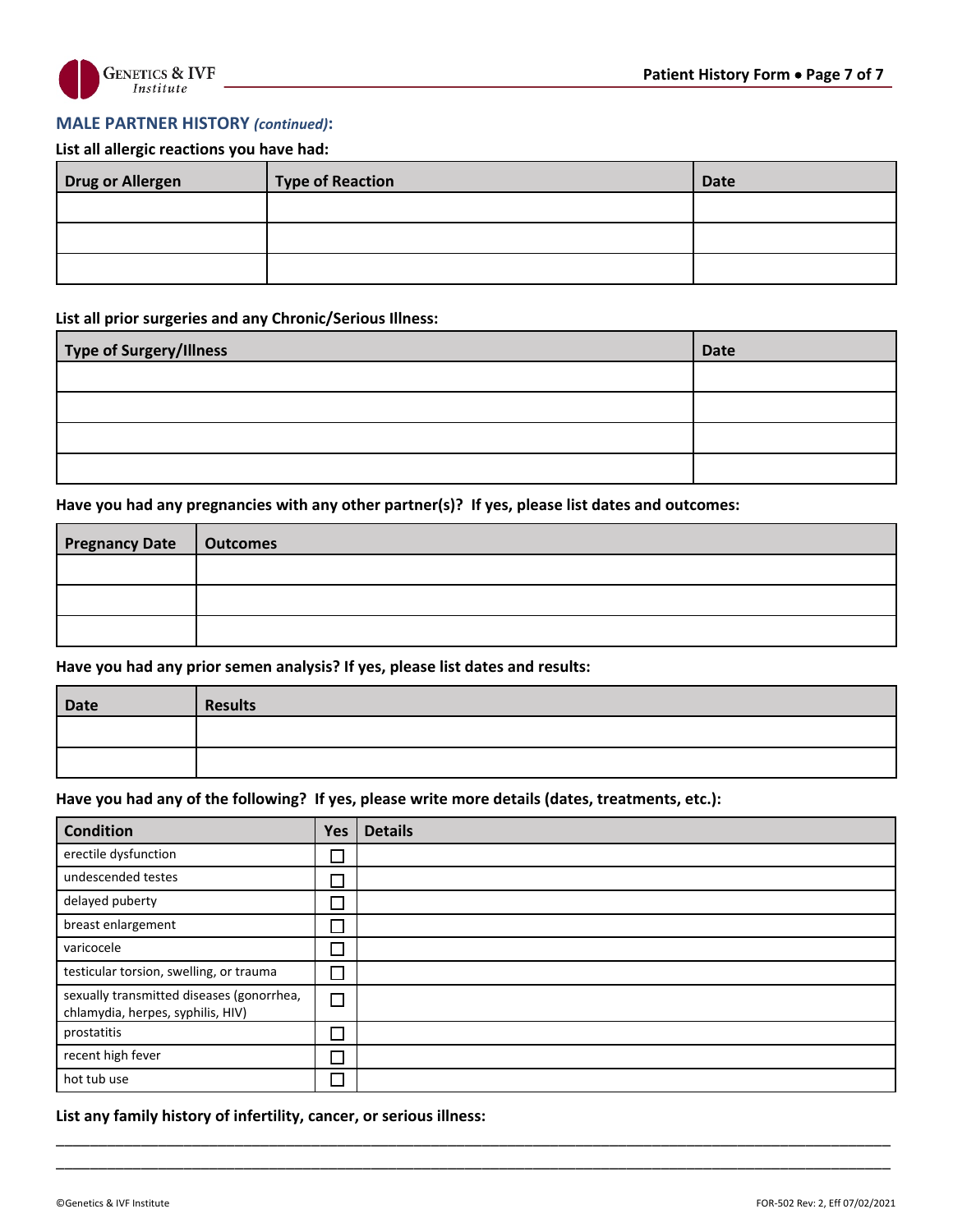## MALE PARTNER HISTORY *(continued)*:

**List all allergic reactions you have had:**

| Drug or Allergen | Type of Reaction | Date |
| --- | --- | --- |
| | | |
| | | |
| | | |

**List all prior surgeries and any Chronic/Serious Illness:**

| Type of Surgery/Illness | Date |
| --- | --- |
| | |
| | |
| | |
| | |

**Have you had any pregnancies with any other partner(s)? If yes, please list dates and outcomes:**

| Pregnancy Date | Outcomes |
| --- | --- |
| | |
| | |
| | |

**Have you had any prior semen analysis? If yes, please list dates and results:**

| Date | Results |
| --- | --- |
| | |
| | |

**Have you had any of the following? If yes, please write more details (dates, treatments, etc.):**

| Condition | Yes | Details |
| --- | --- | --- |
| erectile dysfunction | ☐ | |
| undescended testes | ☐ | |
| delayed puberty | ☐ | |
| breast enlargement | ☐ | |
| varicocele | ☐ | |
| testicular torsion, swelling, or trauma | ☐ | |
| sexually transmitted diseases (gonorrhea, chlamydia, herpes, syphilis, HIV) | ☐ | |
| prostatitis | ☐ | |
| recent high fever | ☐ | |
| hot tub use | ☐ | |

**List any family history of infertility, cancer, or serious illness:**

\_\_\_\_\_\_\_\_\_\_\_\_\_\_\_\_\_\_\_\_\_\_\_\_\_\_\_\_\_\_\_\_\_\_\_\_\_\_\_\_\_\_\_\_\_\_\_\_\_\_\_\_\_\_\_\_\_\_\_\_\_\_\_\_\_\_\_\_\_\_\_\_\_\_\_\_\_\_

\_\_\_\_\_\_\_\_\_\_\_\_\_\_\_\_\_\_\_\_\_\_\_\_\_\_\_\_\_\_\_\_\_\_\_\_\_\_\_\_\_\_\_\_\_\_\_\_\_\_\_\_\_\_\_\_\_\_\_\_\_\_\_\_\_\_\_\_\_\_\_\_\_\_\_\_\_\_

©Genetics & IVF Institute

FOR-502 Rev: 2, Eff 07/02/2021